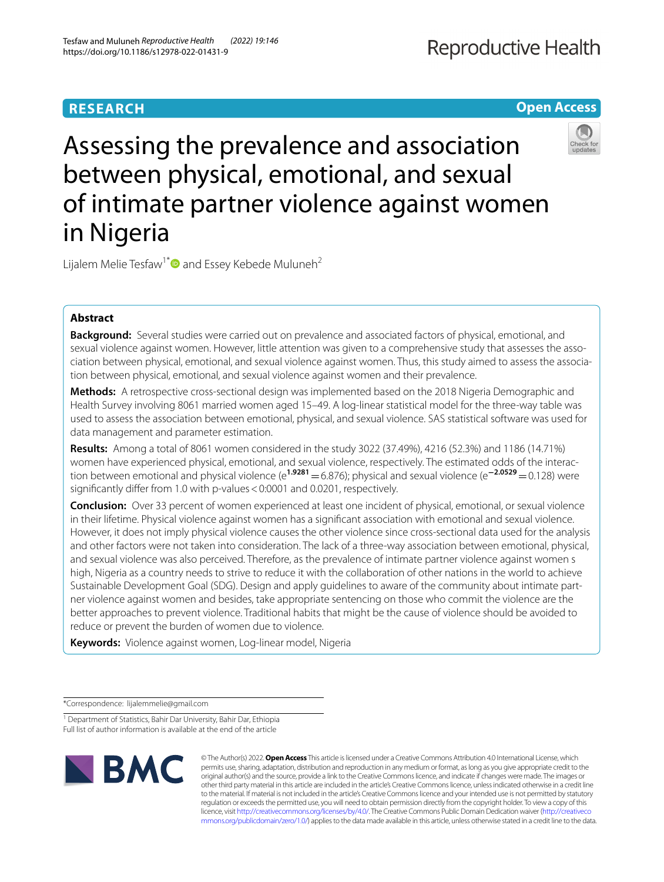**RESEARCH**

**Open Access**

# Assessing the prevalence and association between physical, emotional, and sexual of intimate partner violence against women in Nigeria

Lijalem Melie Tesfaw[1*] and Essey Kebede Muluneh[2]

## Abstract

**Background:** Several studies were carried out on prevalence and associated factors of physical, emotional, and sexual violence against women. However, little attention was given to a comprehensive study that assesses the association between physical, emotional, and sexual violence against women. Thus, this study aimed to assess the association between physical, emotional, and sexual violence against women and their prevalence.

**Methods:** A retrospective cross-sectional design was implemented based on the 2018 Nigeria Demographic and Health Survey involving 8061 married women aged 15–49. A log-linear statistical model for the three-way table was used to assess the association between emotional, physical, and sexual violence. SAS statistical software was used for data management and parameter estimation.

**Results:** Among a total of 8061 women considered in the study 3022 (37.49%), 4216 (52.3%) and 1186 (14.71%) women have experienced physical, emotional, and sexual violence, respectively. The estimated odds of the interaction between emotional and physical violence ($e^{1.9281} = 6.876$); physical and sexual violence ($e^{-2.0529} = 0.128$) were significantly differ from 1.0 with p-values < 0:0001 and 0.0201, respectively.

**Conclusion:** Over 33 percent of women experienced at least one incident of physical, emotional, or sexual violence in their lifetime. Physical violence against women has a significant association with emotional and sexual violence. However, it does not imply physical violence causes the other violence since cross-sectional data used for the analysis and other factors were not taken into consideration. The lack of a three-way association between emotional, physical, and sexual violence was also perceived. Therefore, as the prevalence of intimate partner violence against women s high, Nigeria as a country needs to strive to reduce it with the collaboration of other nations in the world to achieve Sustainable Development Goal (SDG). Design and apply guidelines to aware of the community about intimate partner violence against women and besides, take appropriate sentencing on those who commit the violence are the better approaches to prevent violence. Traditional habits that might be the cause of violence should be avoided to reduce or prevent the burden of women due to violence.

**Keywords:** Violence against women, Log-linear model, Nigeria

*Correspondence: lijalemmelie@gmail.com

[1] Department of Statistics, Bahir Dar University, Bahir Dar, Ethiopia

Full list of author information is available at the end of the article

© The Author(s) 2022. **Open Access** This article is licensed under a Creative Commons Attribution 4.0 International License, which permits use, sharing, adaptation, distribution and reproduction in any medium or format, as long as you give appropriate credit to the original author(s) and the source, provide a link to the Creative Commons licence, and indicate if changes were made. The images or other third party material in this article are included in the article's Creative Commons licence, unless indicated otherwise in a credit line to the material. If material is not included in the article's Creative Commons licence and your intended use is not permitted by statutory regulation or exceeds the permitted use, you will need to obtain permission directly from the copyright holder. To view a copy of this licence, visit http://creativecommons.org/licenses/by/4.0/. The Creative Commons Public Domain Dedication waiver (http://creativecommons.org/publicdomain/zero/1.0/) applies to the data made available in this article, unless otherwise stated in a credit line to the data.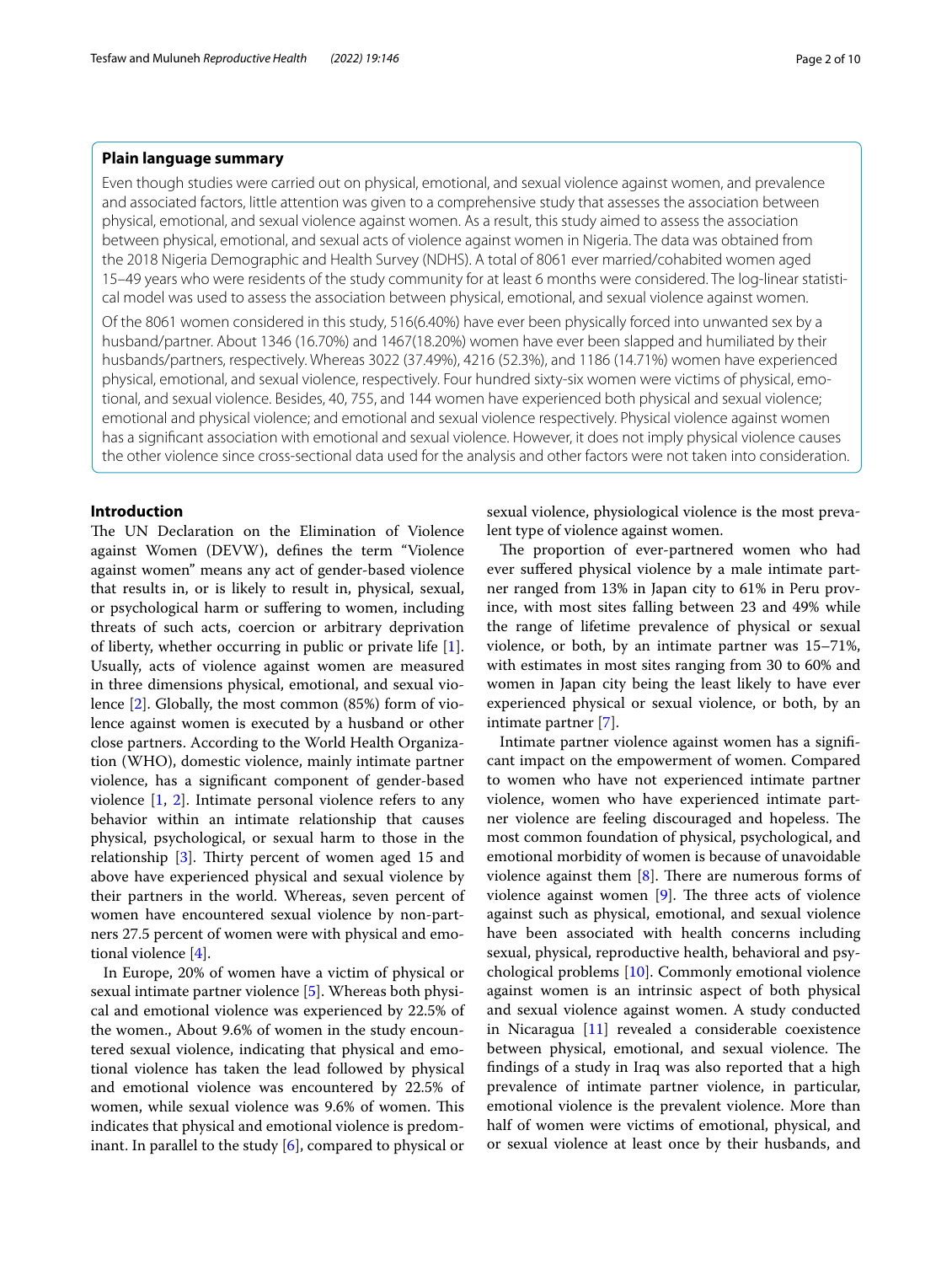## Plain language summary

Even though studies were carried out on physical, emotional, and sexual violence against women, and prevalence and associated factors, little attention was given to a comprehensive study that assesses the association between physical, emotional, and sexual violence against women. As a result, this study aimed to assess the association between physical, emotional, and sexual acts of violence against women in Nigeria. The data was obtained from the 2018 Nigeria Demographic and Health Survey (NDHS). A total of 8061 ever married/cohabited women aged 15–49 years who were residents of the study community for at least 6 months were considered. The log-linear statistical model was used to assess the association between physical, emotional, and sexual violence against women.

Of the 8061 women considered in this study, 516(6.40%) have ever been physically forced into unwanted sex by a husband/partner. About 1346 (16.70%) and 1467(18.20%) women have ever been slapped and humiliated by their husbands/partners, respectively. Whereas 3022 (37.49%), 4216 (52.3%), and 1186 (14.71%) women have experienced physical, emotional, and sexual violence, respectively. Four hundred sixty-six women were victims of physical, emotional, and sexual violence. Besides, 40, 755, and 144 women have experienced both physical and sexual violence; emotional and physical violence; and emotional and sexual violence respectively. Physical violence against women has a significant association with emotional and sexual violence. However, it does not imply physical violence causes the other violence since cross-sectional data used for the analysis and other factors were not taken into consideration.

## Introduction

The UN Declaration on the Elimination of Violence against Women (DEVW), defines the term "Violence against women" means any act of gender-based violence that results in, or is likely to result in, physical, sexual, or psychological harm or suffering to women, including threats of such acts, coercion or arbitrary deprivation of liberty, whether occurring in public or private life [1]. Usually, acts of violence against women are measured in three dimensions physical, emotional, and sexual violence [2]. Globally, the most common (85%) form of violence against women is executed by a husband or other close partners. According to the World Health Organization (WHO), domestic violence, mainly intimate partner violence, has a significant component of gender-based violence [1, 2]. Intimate personal violence refers to any behavior within an intimate relationship that causes physical, psychological, or sexual harm to those in the relationship [3]. Thirty percent of women aged 15 and above have experienced physical and sexual violence by their partners in the world. Whereas, seven percent of women have encountered sexual violence by non-partners 27.5 percent of women were with physical and emotional violence [4].

In Europe, 20% of women have a victim of physical or sexual intimate partner violence [5]. Whereas both physical and emotional violence was experienced by 22.5% of the women., About 9.6% of women in the study encountered sexual violence, indicating that physical and emotional violence has taken the lead followed by physical and emotional violence was encountered by 22.5% of women, while sexual violence was 9.6% of women. This indicates that physical and emotional violence is predominant. In parallel to the study [6], compared to physical or sexual violence, physiological violence is the most prevalent type of violence against women.

The proportion of ever-partnered women who had ever suffered physical violence by a male intimate partner ranged from 13% in Japan city to 61% in Peru province, with most sites falling between 23 and 49% while the range of lifetime prevalence of physical or sexual violence, or both, by an intimate partner was 15–71%, with estimates in most sites ranging from 30 to 60% and women in Japan city being the least likely to have ever experienced physical or sexual violence, or both, by an intimate partner [7].

Intimate partner violence against women has a significant impact on the empowerment of women. Compared to women who have not experienced intimate partner violence, women who have experienced intimate partner violence are feeling discouraged and hopeless. The most common foundation of physical, psychological, and emotional morbidity of women is because of unavoidable violence against them [8]. There are numerous forms of violence against women [9]. The three acts of violence against such as physical, emotional, and sexual violence have been associated with health concerns including sexual, physical, reproductive health, behavioral and psychological problems [10]. Commonly emotional violence against women is an intrinsic aspect of both physical and sexual violence against women. A study conducted in Nicaragua [11] revealed a considerable coexistence between physical, emotional, and sexual violence. The findings of a study in Iraq was also reported that a high prevalence of intimate partner violence, in particular, emotional violence is the prevalent violence. More than half of women were victims of emotional, physical, and or sexual violence at least once by their husbands, and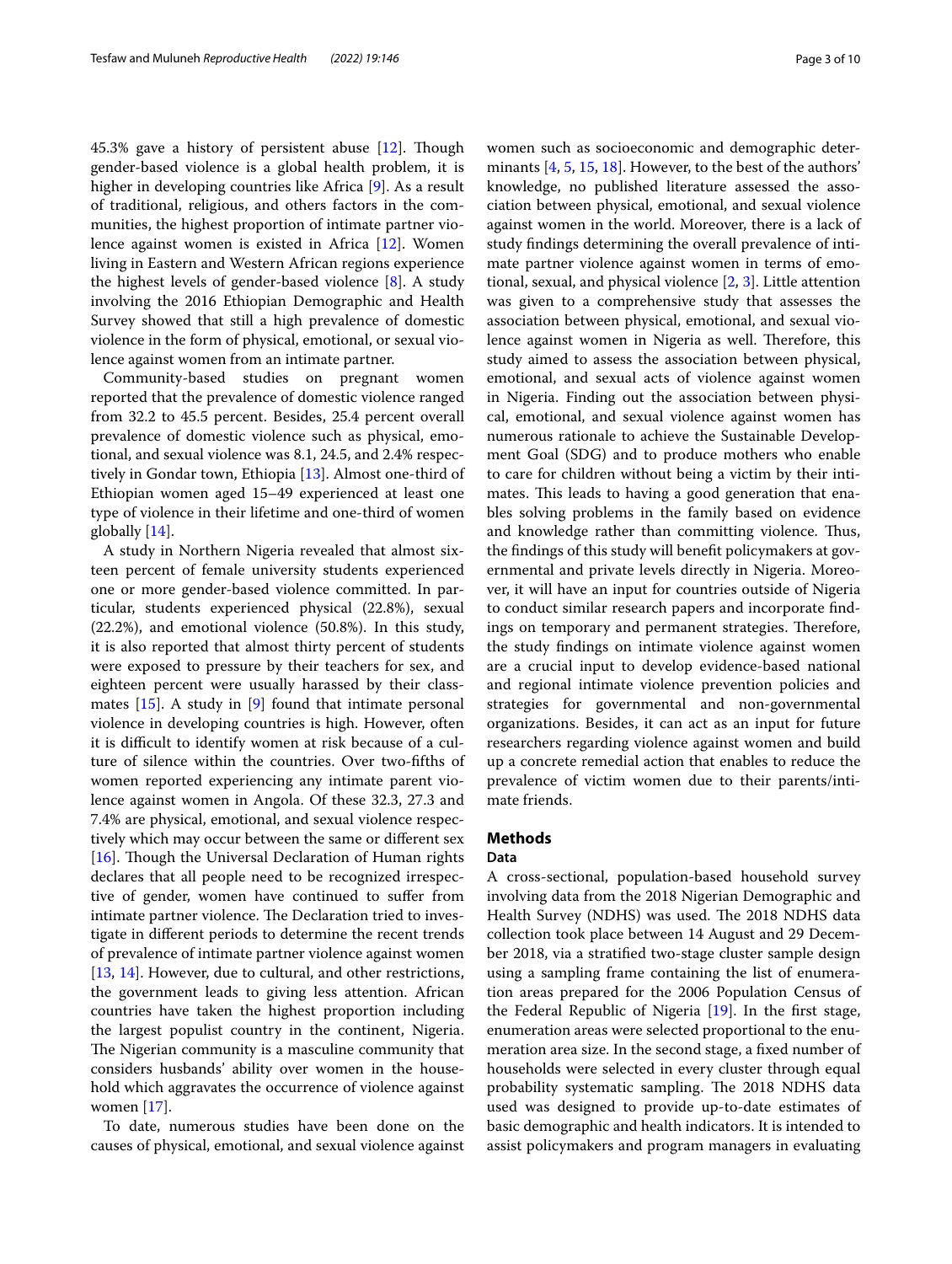45.3% gave a history of persistent abuse [12]. Though gender-based violence is a global health problem, it is higher in developing countries like Africa [9]. As a result of traditional, religious, and others factors in the communities, the highest proportion of intimate partner violence against women is existed in Africa [12]. Women living in Eastern and Western African regions experience the highest levels of gender-based violence [8]. A study involving the 2016 Ethiopian Demographic and Health Survey showed that still a high prevalence of domestic violence in the form of physical, emotional, or sexual violence against women from an intimate partner.

Community-based studies on pregnant women reported that the prevalence of domestic violence ranged from 32.2 to 45.5 percent. Besides, 25.4 percent overall prevalence of domestic violence such as physical, emotional, and sexual violence was 8.1, 24.5, and 2.4% respectively in Gondar town, Ethiopia [13]. Almost one-third of Ethiopian women aged 15–49 experienced at least one type of violence in their lifetime and one-third of women globally [14].

A study in Northern Nigeria revealed that almost sixteen percent of female university students experienced one or more gender-based violence committed. In particular, students experienced physical (22.8%), sexual (22.2%), and emotional violence (50.8%). In this study, it is also reported that almost thirty percent of students were exposed to pressure by their teachers for sex, and eighteen percent were usually harassed by their classmates [15]. A study in [9] found that intimate personal violence in developing countries is high. However, often it is difficult to identify women at risk because of a culture of silence within the countries. Over two-fifths of women reported experiencing any intimate parent violence against women in Angola. Of these 32.3, 27.3 and 7.4% are physical, emotional, and sexual violence respectively which may occur between the same or different sex [16]. Though the Universal Declaration of Human rights declares that all people need to be recognized irrespective of gender, women have continued to suffer from intimate partner violence. The Declaration tried to investigate in different periods to determine the recent trends of prevalence of intimate partner violence against women [13, 14]. However, due to cultural, and other restrictions, the government leads to giving less attention. African countries have taken the highest proportion including the largest populist country in the continent, Nigeria. The Nigerian community is a masculine community that considers husbands' ability over women in the household which aggravates the occurrence of violence against women [17].

To date, numerous studies have been done on the causes of physical, emotional, and sexual violence against women such as socioeconomic and demographic determinants [4, 5, 15, 18]. However, to the best of the authors' knowledge, no published literature assessed the association between physical, emotional, and sexual violence against women in the world. Moreover, there is a lack of study findings determining the overall prevalence of intimate partner violence against women in terms of emotional, sexual, and physical violence [2, 3]. Little attention was given to a comprehensive study that assesses the association between physical, emotional, and sexual violence against women in Nigeria as well. Therefore, this study aimed to assess the association between physical, emotional, and sexual acts of violence against women in Nigeria. Finding out the association between physical, emotional, and sexual violence against women has numerous rationale to achieve the Sustainable Development Goal (SDG) and to produce mothers who enable to care for children without being a victim by their intimates. This leads to having a good generation that enables solving problems in the family based on evidence and knowledge rather than committing violence. Thus, the findings of this study will benefit policymakers at governmental and private levels directly in Nigeria. Moreover, it will have an input for countries outside of Nigeria to conduct similar research papers and incorporate findings on temporary and permanent strategies. Therefore, the study findings on intimate violence against women are a crucial input to develop evidence-based national and regional intimate violence prevention policies and strategies for governmental and non-governmental organizations. Besides, it can act as an input for future researchers regarding violence against women and build up a concrete remedial action that enables to reduce the prevalence of victim women due to their parents/intimate friends.

## Methods

### Data

A cross-sectional, population-based household survey involving data from the 2018 Nigerian Demographic and Health Survey (NDHS) was used. The 2018 NDHS data collection took place between 14 August and 29 December 2018, via a stratified two-stage cluster sample design using a sampling frame containing the list of enumeration areas prepared for the 2006 Population Census of the Federal Republic of Nigeria [19]. In the first stage, enumeration areas were selected proportional to the enumeration area size. In the second stage, a fixed number of households were selected in every cluster through equal probability systematic sampling. The 2018 NDHS data used was designed to provide up-to-date estimates of basic demographic and health indicators. It is intended to assist policymakers and program managers in evaluating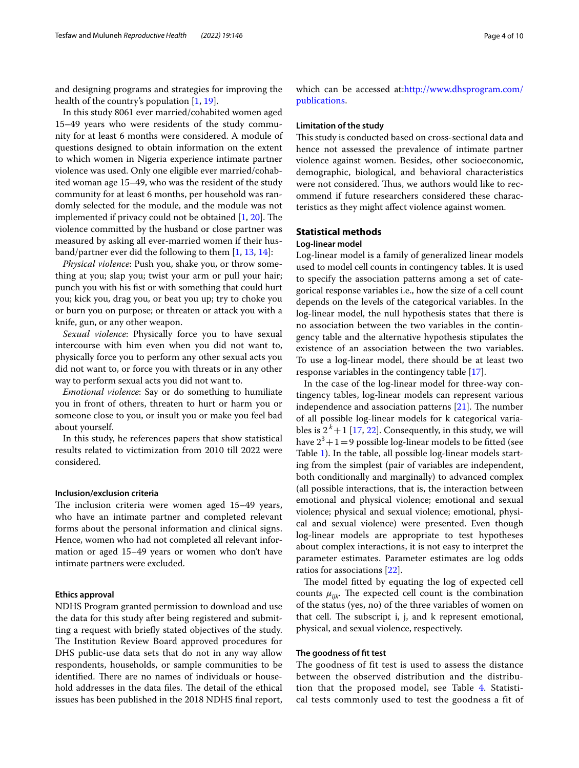and designing programs and strategies for improving the health of the country's population [1, 19].

In this study 8061 ever married/cohabited women aged 15–49 years who were residents of the study community for at least 6 months were considered. A module of questions designed to obtain information on the extent to which women in Nigeria experience intimate partner violence was used. Only one eligible ever married/cohabited woman age 15–49, who was the resident of the study community for at least 6 months, per household was randomly selected for the module, and the module was not implemented if privacy could not be obtained [1, 20]. The violence committed by the husband or close partner was measured by asking all ever-married women if their husband/partner ever did the following to them [1, 13, 14]:

*Physical violence*: Push you, shake you, or throw something at you; slap you; twist your arm or pull your hair; punch you with his fist or with something that could hurt you; kick you, drag you, or beat you up; try to choke you or burn you on purpose; or threaten or attack you with a knife, gun, or any other weapon.

*Sexual violence*: Physically force you to have sexual intercourse with him even when you did not want to, physically force you to perform any other sexual acts you did not want to, or force you with threats or in any other way to perform sexual acts you did not want to.

*Emotional violence*: Say or do something to humiliate you in front of others, threaten to hurt or harm you or someone close to you, or insult you or make you feel bad about yourself.

In this study, he references papers that show statistical results related to victimization from 2010 till 2022 were considered.

#### Inclusion/exclusion criteria

The inclusion criteria were women aged 15–49 years, who have an intimate partner and completed relevant forms about the personal information and clinical signs. Hence, women who had not completed all relevant information or aged 15–49 years or women who don't have intimate partners were excluded.

#### Ethics approval

NDHS Program granted permission to download and use the data for this study after being registered and submitting a request with briefly stated objectives of the study. The Institution Review Board approved procedures for DHS public-use data sets that do not in any way allow respondents, households, or sample communities to be identified. There are no names of individuals or household addresses in the data files. The detail of the ethical issues has been published in the 2018 NDHS final report, which can be accessed at:http://www.dhsprogram.com/publications.

#### Limitation of the study

This study is conducted based on cross-sectional data and hence not assessed the prevalence of intimate partner violence against women. Besides, other socioeconomic, demographic, biological, and behavioral characteristics were not considered. Thus, we authors would like to recommend if future researchers considered these characteristics as they might affect violence against women.

## Statistical methods

#### Log-linear model

Log-linear model is a family of generalized linear models used to model cell counts in contingency tables. It is used to specify the association patterns among a set of categorical response variables i.e., how the size of a cell count depends on the levels of the categorical variables. In the log-linear model, the null hypothesis states that there is no association between the two variables in the contingency table and the alternative hypothesis stipulates the existence of an association between the two variables. To use a log-linear model, there should be at least two response variables in the contingency table [17].

In the case of the log-linear model for three-way contingency tables, log-linear models can represent various independence and association patterns [21]. The number of all possible log-linear models for k categorical variables is $2^k + 1$ [17, 22]. Consequently, in this study, we will have $2^3 + 1 = 9$ possible log-linear models to be fitted (see Table 1). In the table, all possible log-linear models starting from the simplest (pair of variables are independent, both conditionally and marginally) to advanced complex (all possible interactions, that is, the interaction between emotional and physical violence; emotional and sexual violence; physical and sexual violence; emotional, physical and sexual violence) were presented. Even though log-linear models are appropriate to test hypotheses about complex interactions, it is not easy to interpret the parameter estimates. Parameter estimates are log odds ratios for associations [22].

The model fitted by equating the log of expected cell counts $\mu_{ijk}$. The expected cell count is the combination of the status (yes, no) of the three variables of women on that cell. The subscript i, j, and k represent emotional, physical, and sexual violence, respectively.

#### The goodness of fit test

The goodness of fit test is used to assess the distance between the observed distribution and the distribution that the proposed model, see Table 4. Statistical tests commonly used to test the goodness a fit of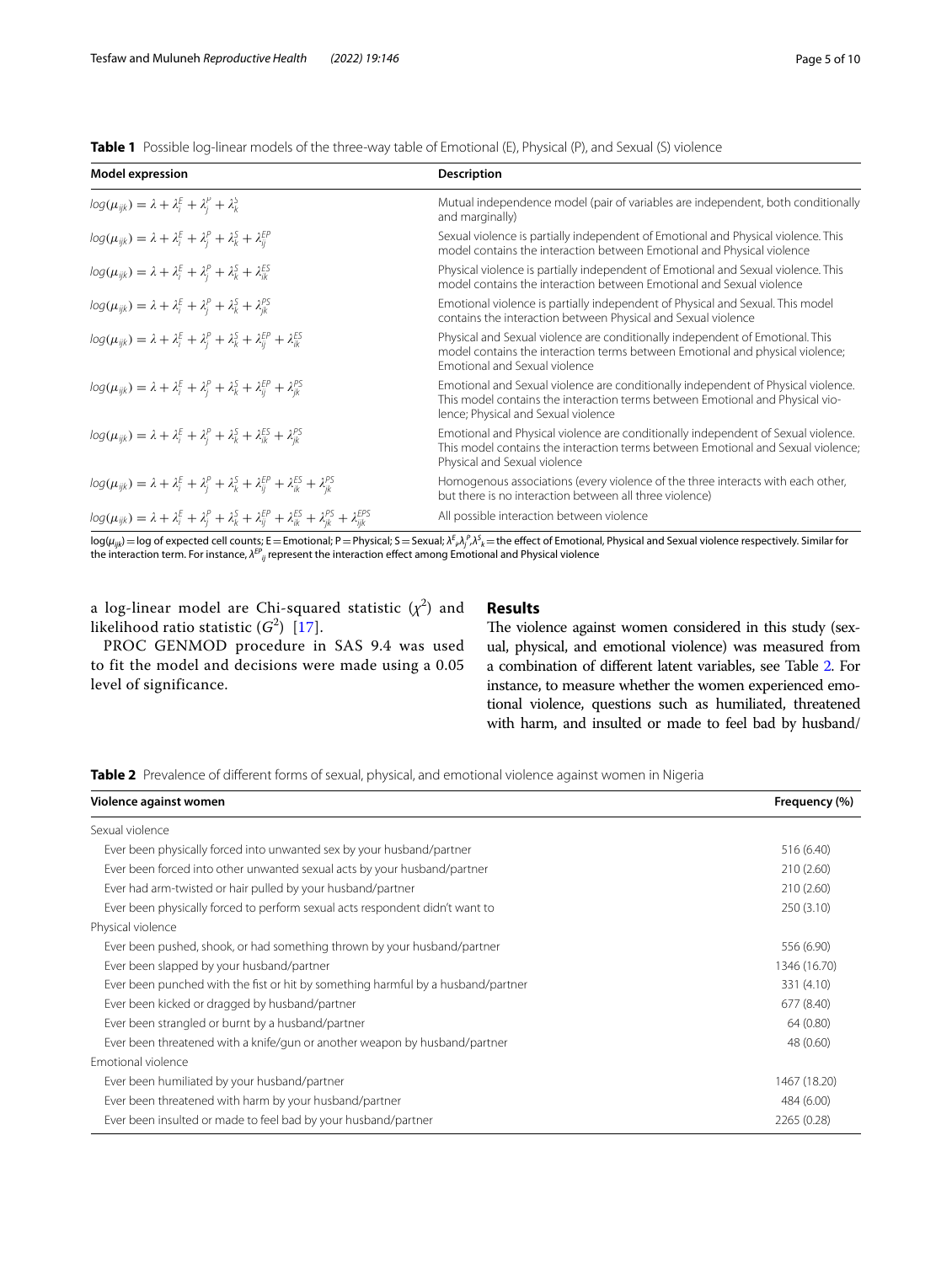**Table 1** Possible log-linear models of the three-way table of Emotional (E), Physical (P), and Sexual (S) violence

| Model expression | Description |
|---|---|
| $log(\mu_{ijk}) = \lambda + \lambda_i^E + \lambda_j^P + \lambda_k^S$ | Mutual independence model (pair of variables are independent, both conditionally and marginally) |
| $log(\mu_{ijk}) = \lambda + \lambda_i^E + \lambda_j^P + \lambda_k^S + \lambda_{ij}^{EP}$ | Sexual violence is partially independent of Emotional and Physical violence. This model contains the interaction between Emotional and Physical violence |
| $log(\mu_{ijk}) = \lambda + \lambda_i^E + \lambda_j^P + \lambda_k^S + \lambda_{ik}^{ES}$ | Physical violence is partially independent of Emotional and Sexual violence. This model contains the interaction between Emotional and Sexual violence |
| $log(\mu_{ijk}) = \lambda + \lambda_i^E + \lambda_j^P + \lambda_k^S + \lambda_{jk}^{PS}$ | Emotional violence is partially independent of Physical and Sexual. This model contains the interaction between Physical and Sexual violence |
| $log(\mu_{ijk}) = \lambda + \lambda_i^E + \lambda_j^P + \lambda_k^S + \lambda_{ij}^{EP} + \lambda_{ik}^{ES}$ | Physical and Sexual violence are conditionally independent of Emotional. This model contains the interaction terms between Emotional and physical violence; Emotional and Sexual violence |
| $log(\mu_{ijk}) = \lambda + \lambda_i^E + \lambda_j^P + \lambda_k^S + \lambda_{ij}^{EP} + \lambda_{jk}^{PS}$ | Emotional and Sexual violence are conditionally independent of Physical violence. This model contains the interaction terms between Emotional and Physical violence; Physical and Sexual violence |
| $log(\mu_{ijk}) = \lambda + \lambda_i^E + \lambda_j^P + \lambda_k^S + \lambda_{ik}^{ES} + \lambda_{jk}^{PS}$ | Emotional and Physical violence are conditionally independent of Sexual violence. This model contains the interaction terms between Emotional and Sexual violence; Physical and Sexual violence |
| $log(\mu_{ijk}) = \lambda + \lambda_i^E + \lambda_j^P + \lambda_k^S + \lambda_{ij}^{EP} + \lambda_{ik}^{ES} + \lambda_{jk}^{PS}$ | Homogenous associations (every violence of the three interacts with each other, but there is no interaction between all three violence) |
| $log(\mu_{ijk}) = \lambda + \lambda_i^E + \lambda_j^P + \lambda_k^S + \lambda_{ij}^{EP} + \lambda_{ik}^{ES} + \lambda_{jk}^{PS} + \lambda_{ijk}^{EPS}$ | All possible interaction between violence |

$\log(\mu_{ijk})$ = log of expected cell counts; E = Emotional; P = Physical; S = Sexual; $\lambda^E_i, \lambda^P_j, \lambda^S_k$ = the effect of Emotional, Physical and Sexual violence respectively. Similar for the interaction term. For instance, $\lambda^{EP}_{ij}$ represent the interaction effect among Emotional and Physical violence

a log-linear model are Chi-squared statistic ($\chi^2$) and likelihood ratio statistic ($G^2$) [17].

PROC GENMOD procedure in SAS 9.4 was used to fit the model and decisions were made using a 0.05 level of significance.

## Results

The violence against women considered in this study (sexual, physical, and emotional violence) was measured from a combination of different latent variables, see Table 2. For instance, to measure whether the women experienced emotional violence, questions such as humiliated, threatened with harm, and insulted or made to feel bad by husband/

**Table 2** Prevalence of different forms of sexual, physical, and emotional violence against women in Nigeria

| Violence against women | Frequency (%) |
|---|---|
| Sexual violence | |
| Ever been physically forced into unwanted sex by your husband/partner | 516 (6.40) |
| Ever been forced into other unwanted sexual acts by your husband/partner | 210 (2.60) |
| Ever had arm-twisted or hair pulled by your husband/partner | 210 (2.60) |
| Ever been physically forced to perform sexual acts respondent didn't want to | 250 (3.10) |
| Physical violence | |
| Ever been pushed, shook, or had something thrown by your husband/partner | 556 (6.90) |
| Ever been slapped by your husband/partner | 1346 (16.70) |
| Ever been punched with the fist or hit by something harmful by a husband/partner | 331 (4.10) |
| Ever been kicked or dragged by husband/partner | 677 (8.40) |
| Ever been strangled or burnt by a husband/partner | 64 (0.80) |
| Ever been threatened with a knife/gun or another weapon by husband/partner | 48 (0.60) |
| Emotional violence | |
| Ever been humiliated by your husband/partner | 1467 (18.20) |
| Ever been threatened with harm by your husband/partner | 484 (6.00) |
| Ever been insulted or made to feel bad by your husband/partner | 2265 (0.28) |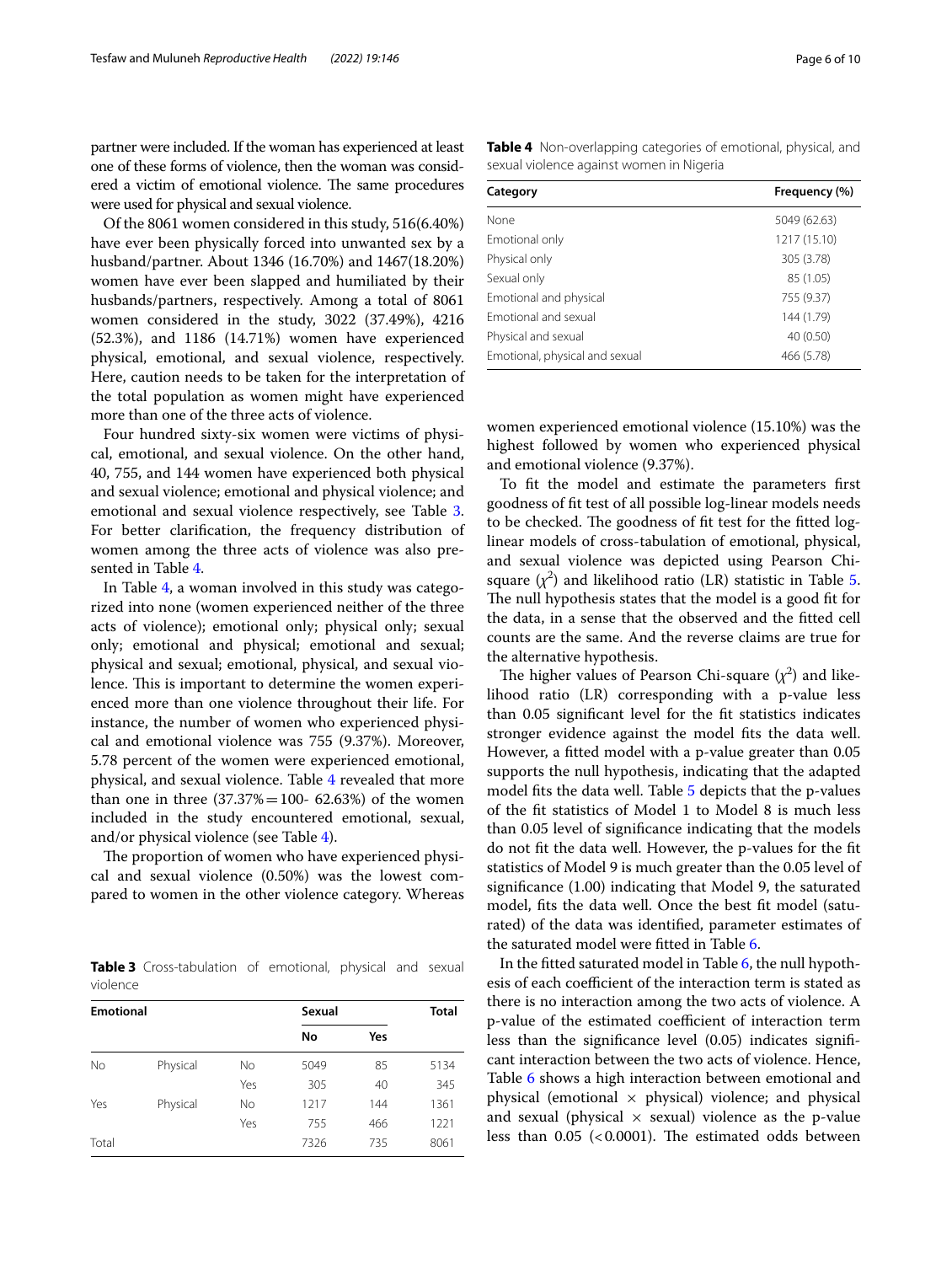partner were included. If the woman has experienced at least one of these forms of violence, then the woman was considered a victim of emotional violence. The same procedures were used for physical and sexual violence.

Of the 8061 women considered in this study, 516(6.40%) have ever been physically forced into unwanted sex by a husband/partner. About 1346 (16.70%) and 1467(18.20%) women have ever been slapped and humiliated by their husbands/partners, respectively. Among a total of 8061 women considered in the study, 3022 (37.49%), 4216 (52.3%), and 1186 (14.71%) women have experienced physical, emotional, and sexual violence, respectively. Here, caution needs to be taken for the interpretation of the total population as women might have experienced more than one of the three acts of violence.

Four hundred sixty-six women were victims of physical, emotional, and sexual violence. On the other hand, 40, 755, and 144 women have experienced both physical and sexual violence; emotional and physical violence; and emotional and sexual violence respectively, see Table 3. For better clarification, the frequency distribution of women among the three acts of violence was also presented in Table 4.

In Table 4, a woman involved in this study was categorized into none (women experienced neither of the three acts of violence); emotional only; physical only; sexual only; emotional and physical; emotional and sexual; physical and sexual; emotional, physical, and sexual violence. This is important to determine the women experienced more than one violence throughout their life. For instance, the number of women who experienced physical and emotional violence was 755 (9.37%). Moreover, 5.78 percent of the women were experienced emotional, physical, and sexual violence. Table 4 revealed that more than one in three (37.37% = 100- 62.63%) of the women included in the study encountered emotional, sexual, and/or physical violence (see Table 4).

The proportion of women who have experienced physical and sexual violence (0.50%) was the lowest compared to women in the other violence category. Whereas women experienced emotional violence (15.10%) was the highest followed by women who experienced physical and emotional violence (9.37%).

**Table 3** Cross-tabulation of emotional, physical and sexual violence

| Emotional | | | Sexual | | Total |
|---|---|---|---|---|---|
| | | | No | Yes | |
| No | Physical | No | 5049 | 85 | 5134 |
| | | Yes | 305 | 40 | 345 |
| Yes | Physical | No | 1217 | 144 | 1361 |
| | | Yes | 755 | 466 | 1221 |
| Total | | | 7326 | 735 | 8061 |

**Table 4** Non-overlapping categories of emotional, physical, and sexual violence against women in Nigeria

| Category | Frequency (%) |
|---|---|
| None | 5049 (62.63) |
| Emotional only | 1217 (15.10) |
| Physical only | 305 (3.78) |
| Sexual only | 85 (1.05) |
| Emotional and physical | 755 (9.37) |
| Emotional and sexual | 144 (1.79) |
| Physical and sexual | 40 (0.50) |
| Emotional, physical and sexual | 466 (5.78) |

To fit the model and estimate the parameters first goodness of fit test of all possible log-linear models needs to be checked. The goodness of fit test for the fitted log-linear models of cross-tabulation of emotional, physical, and sexual violence was depicted using Pearson Chi-square ($\chi^2$) and likelihood ratio (LR) statistic in Table 5. The null hypothesis states that the model is a good fit for the data, in a sense that the observed and the fitted cell counts are the same. And the reverse claims are true for the alternative hypothesis.

The higher values of Pearson Chi-square ($\chi^2$) and likelihood ratio (LR) corresponding with a p-value less than 0.05 significant level for the fit statistics indicates stronger evidence against the model fits the data well. However, a fitted model with a p-value greater than 0.05 supports the null hypothesis, indicating that the adapted model fits the data well. Table 5 depicts that the p-values of the fit statistics of Model 1 to Model 8 is much less than 0.05 level of significance indicating that the models do not fit the data well. However, the p-values for the fit statistics of Model 9 is much greater than the 0.05 level of significance (1.00) indicating that Model 9, the saturated model, fits the data well. Once the best fit model (saturated) of the data was identified, parameter estimates of the saturated model were fitted in Table 6.

In the fitted saturated model in Table 6, the null hypothesis of each coefficient of the interaction term is stated as there is no interaction among the two acts of violence. A p-value of the estimated coefficient of interaction term less than the significance level (0.05) indicates significant interaction between the two acts of violence. Hence, Table 6 shows a high interaction between emotional and physical (emotional × physical) violence; and physical and sexual (physical × sexual) violence as the p-value less than 0.05 (<0.0001). The estimated odds between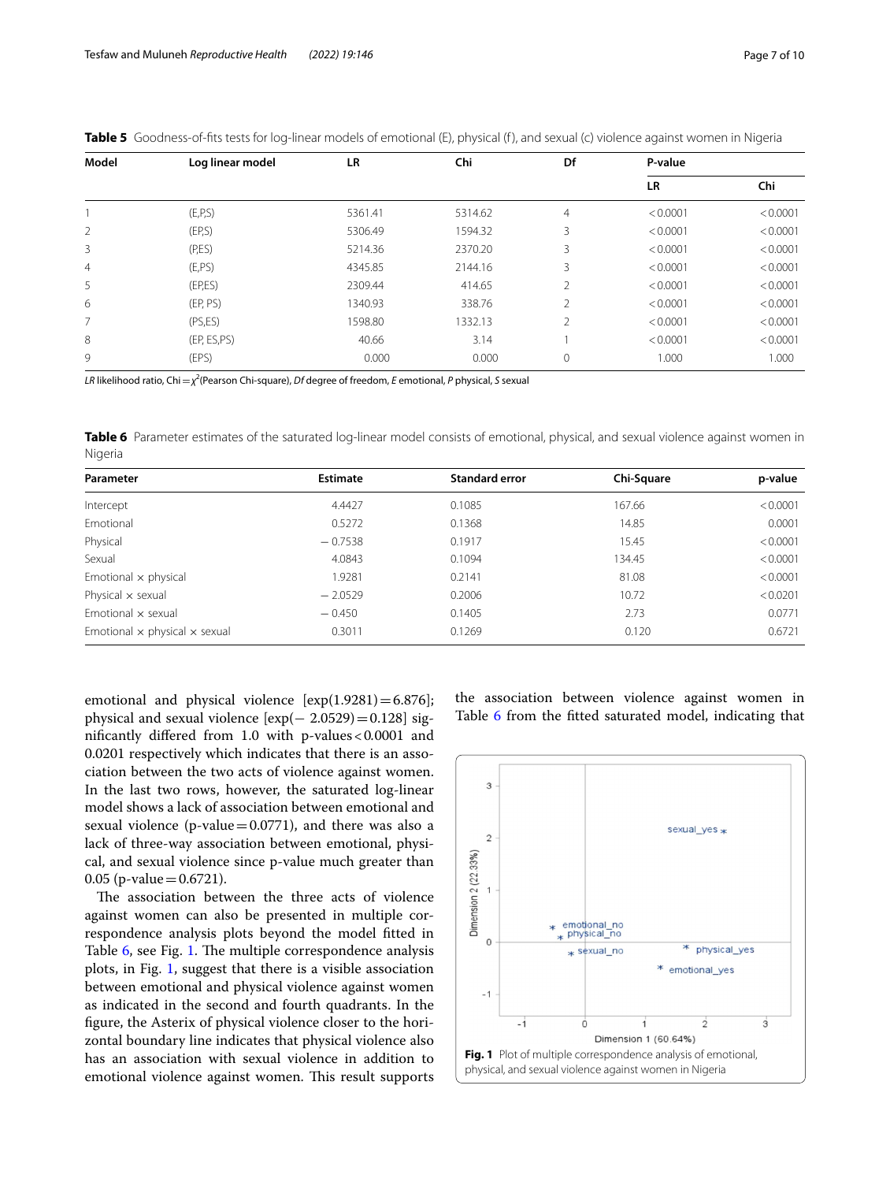**Table 5** Goodness-of-fits tests for log-linear models of emotional (E), physical (f), and sexual (c) violence against women in Nigeria

| Model | Log linear model | LR | Chi | Df | P-value | |
|---|---|---|---|---|---|---|
| | | | | | LR | Chi |
| 1 | (E,P,S) | 5361.41 | 5314.62 | 4 | < 0.0001 | < 0.0001 |
| 2 | (EP,S) | 5306.49 | 1594.32 | 3 | < 0.0001 | < 0.0001 |
| 3 | (P,ES) | 5214.36 | 2370.20 | 3 | < 0.0001 | < 0.0001 |
| 4 | (E,PS) | 4345.85 | 2144.16 | 3 | < 0.0001 | < 0.0001 |
| 5 | (EP,ES) | 2309.44 | 414.65 | 2 | < 0.0001 | < 0.0001 |
| 6 | (EP, PS) | 1340.93 | 338.76 | 2 | < 0.0001 | < 0.0001 |
| 7 | (PS,ES) | 1598.80 | 1332.13 | 2 | < 0.0001 | < 0.0001 |
| 8 | (EP, ES,PS) | 40.66 | 3.14 | 1 | < 0.0001 | < 0.0001 |
| 9 | (EPS) | 0.000 | 0.000 | 0 | 1.000 | 1.000 |

*LR* likelihood ratio, Chi = $\chi^2$(Pearson Chi-square), *Df* degree of freedom, *E* emotional, *P* physical, *S* sexual

**Table 6** Parameter estimates of the saturated log-linear model consists of emotional, physical, and sexual violence against women in Nigeria

| Parameter | Estimate | Standard error | Chi-Square | p-value |
|---|---|---|---|---|
| Intercept | 4.4427 | 0.1085 | 167.66 | < 0.0001 |
| Emotional | 0.5272 | 0.1368 | 14.85 | 0.0001 |
| Physical | − 0.7538 | 0.1917 | 15.45 | < 0.0001 |
| Sexual | 4.0843 | 0.1094 | 134.45 | < 0.0001 |
| Emotional × physical | 1.9281 | 0.2141 | 81.08 | < 0.0001 |
| Physical × sexual | − 2.0529 | 0.2006 | 10.72 | < 0.0201 |
| Emotional × sexual | − 0.450 | 0.1405 | 2.73 | 0.0771 |
| Emotional × physical × sexual | 0.3011 | 0.1269 | 0.120 | 0.6721 |

emotional and physical violence [exp(1.9281) = 6.876]; physical and sexual violence [exp(− 2.0529) = 0.128] significantly differed from 1.0 with p-values < 0.0001 and 0.0201 respectively which indicates that there is an association between the two acts of violence against women. In the last two rows, however, the saturated log-linear model shows a lack of association between emotional and sexual violence (p-value = 0.0771), and there was also a lack of three-way association between emotional, physical, and sexual violence since p-value much greater than 0.05 (p-value = 0.6721).

The association between the three acts of violence against women can also be presented in multiple correspondence analysis plots beyond the model fitted in Table 6, see Fig. 1. The multiple correspondence analysis plots, in Fig. 1, suggest that there is a visible association between emotional and physical violence against women as indicated in the second and fourth quadrants. In the figure, the Asterix of physical violence closer to the horizontal boundary line indicates that physical violence also has an association with sexual violence in addition to emotional violence against women. This result supports the association between violence against women in Table 6 from the fitted saturated model, indicating that

**Fig. 1** Plot of multiple correspondence analysis of emotional, physical, and sexual violence against women in Nigeria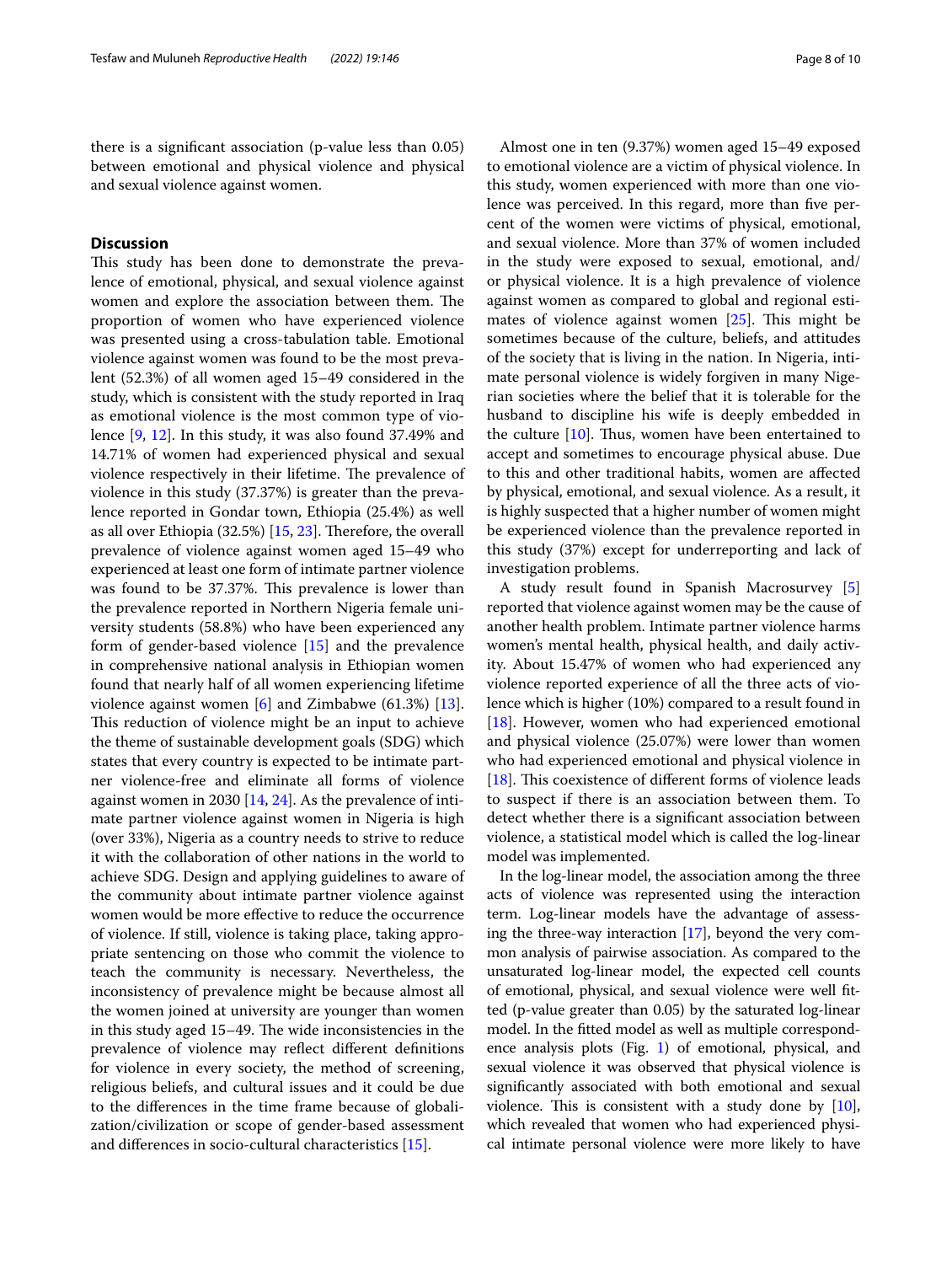there is a significant association (p-value less than 0.05) between emotional and physical violence and physical and sexual violence against women.

## Discussion

This study has been done to demonstrate the prevalence of emotional, physical, and sexual violence against women and explore the association between them. The proportion of women who have experienced violence was presented using a cross-tabulation table. Emotional violence against women was found to be the most prevalent (52.3%) of all women aged 15–49 considered in the study, which is consistent with the study reported in Iraq as emotional violence is the most common type of violence [9, 12]. In this study, it was also found 37.49% and 14.71% of women had experienced physical and sexual violence respectively in their lifetime. The prevalence of violence in this study (37.37%) is greater than the prevalence reported in Gondar town, Ethiopia (25.4%) as well as all over Ethiopia (32.5%) [15, 23]. Therefore, the overall prevalence of violence against women aged 15–49 who experienced at least one form of intimate partner violence was found to be 37.37%. This prevalence is lower than the prevalence reported in Northern Nigeria female university students (58.8%) who have been experienced any form of gender-based violence [15] and the prevalence in comprehensive national analysis in Ethiopian women found that nearly half of all women experiencing lifetime violence against women [6] and Zimbabwe (61.3%) [13]. This reduction of violence might be an input to achieve the theme of sustainable development goals (SDG) which states that every country is expected to be intimate partner violence-free and eliminate all forms of violence against women in 2030 [14, 24]. As the prevalence of intimate partner violence against women in Nigeria is high (over 33%), Nigeria as a country needs to strive to reduce it with the collaboration of other nations in the world to achieve SDG. Design and applying guidelines to aware of the community about intimate partner violence against women would be more effective to reduce the occurrence of violence. If still, violence is taking place, taking appropriate sentencing on those who commit the violence to teach the community is necessary. Nevertheless, the inconsistency of prevalence might be because almost all the women joined at university are younger than women in this study aged 15–49. The wide inconsistencies in the prevalence of violence may reflect different definitions for violence in every society, the method of screening, religious beliefs, and cultural issues and it could be due to the differences in the time frame because of globalization/civilization or scope of gender-based assessment and differences in socio-cultural characteristics [15].

Almost one in ten (9.37%) women aged 15–49 exposed to emotional violence are a victim of physical violence. In this study, women experienced with more than one violence was perceived. In this regard, more than five percent of the women were victims of physical, emotional, and sexual violence. More than 37% of women included in the study were exposed to sexual, emotional, and/or physical violence. It is a high prevalence of violence against women as compared to global and regional estimates of violence against women [25]. This might be sometimes because of the culture, beliefs, and attitudes of the society that is living in the nation. In Nigeria, intimate personal violence is widely forgiven in many Nigerian societies where the belief that it is tolerable for the husband to discipline his wife is deeply embedded in the culture [10]. Thus, women have been entertained to accept and sometimes to encourage physical abuse. Due to this and other traditional habits, women are affected by physical, emotional, and sexual violence. As a result, it is highly suspected that a higher number of women might be experienced violence than the prevalence reported in this study (37%) except for underreporting and lack of investigation problems.

A study result found in Spanish Macrosurvey [5] reported that violence against women may be the cause of another health problem. Intimate partner violence harms women's mental health, physical health, and daily activity. About 15.47% of women who had experienced any violence reported experience of all the three acts of violence which is higher (10%) compared to a result found in [18]. However, women who had experienced emotional and physical violence (25.07%) were lower than women who had experienced emotional and physical violence in [18]. This coexistence of different forms of violence leads to suspect if there is an association between them. To detect whether there is a significant association between violence, a statistical model which is called the log-linear model was implemented.

In the log-linear model, the association among the three acts of violence was represented using the interaction term. Log-linear models have the advantage of assessing the three-way interaction [17], beyond the very common analysis of pairwise association. As compared to the unsaturated log-linear model, the expected cell counts of emotional, physical, and sexual violence were well fitted (p-value greater than 0.05) by the saturated log-linear model. In the fitted model as well as multiple correspondence analysis plots (Fig. 1) of emotional, physical, and sexual violence it was observed that physical violence is significantly associated with both emotional and sexual violence. This is consistent with a study done by [10], which revealed that women who had experienced physical intimate personal violence were more likely to have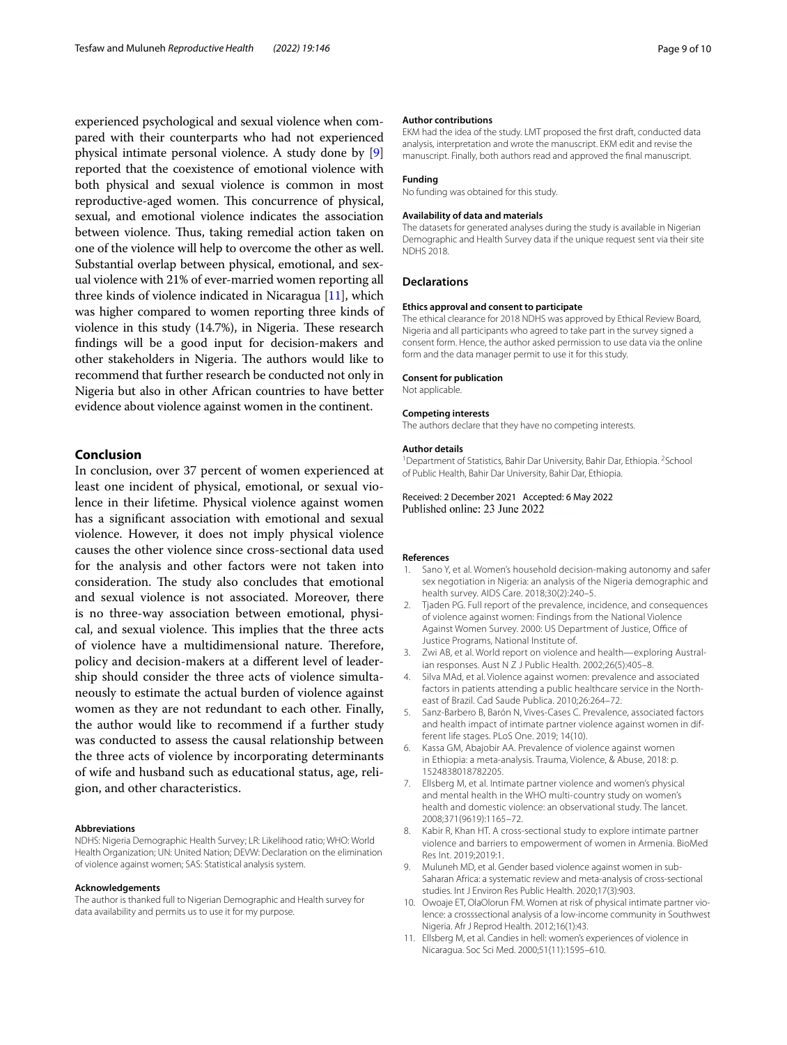experienced psychological and sexual violence when compared with their counterparts who had not experienced physical intimate personal violence. A study done by [9] reported that the coexistence of emotional violence with both physical and sexual violence is common in most reproductive-aged women. This concurrence of physical, sexual, and emotional violence indicates the association between violence. Thus, taking remedial action taken on one of the violence will help to overcome the other as well. Substantial overlap between physical, emotional, and sexual violence with 21% of ever-married women reporting all three kinds of violence indicated in Nicaragua [11], which was higher compared to women reporting three kinds of violence in this study (14.7%), in Nigeria. These research findings will be a good input for decision-makers and other stakeholders in Nigeria. The authors would like to recommend that further research be conducted not only in Nigeria but also in other African countries to have better evidence about violence against women in the continent.

## Conclusion

In conclusion, over 37 percent of women experienced at least one incident of physical, emotional, or sexual violence in their lifetime. Physical violence against women has a significant association with emotional and sexual violence. However, it does not imply physical violence causes the other violence since cross-sectional data used for the analysis and other factors were not taken into consideration. The study also concludes that emotional and sexual violence is not associated. Moreover, there is no three-way association between emotional, physical, and sexual violence. This implies that the three acts of violence have a multidimensional nature. Therefore, policy and decision-makers at a different level of leadership should consider the three acts of violence simultaneously to estimate the actual burden of violence against women as they are not redundant to each other. Finally, the author would like to recommend if a further study was conducted to assess the causal relationship between the three acts of violence by incorporating determinants of wife and husband such as educational status, age, religion, and other characteristics.

#### Abbreviations

NDHS: Nigeria Demographic Health Survey; LR: Likelihood ratio; WHO: World Health Organization; UN: United Nation; DEVW: Declaration on the elimination of violence against women; SAS: Statistical analysis system.

#### Acknowledgements

The author is thanked full to Nigerian Demographic and Health survey for data availability and permits us to use it for my purpose.

#### Author contributions

EKM had the idea of the study. LMT proposed the first draft, conducted data analysis, interpretation and wrote the manuscript. EKM edit and revise the manuscript. Finally, both authors read and approved the final manuscript.

#### Funding

No funding was obtained for this study.

#### Availability of data and materials

The datasets for generated analyses during the study is available in Nigerian Demographic and Health Survey data if the unique request sent via their site NDHS 2018.

### Declarations

#### Ethics approval and consent to participate

The ethical clearance for 2018 NDHS was approved by Ethical Review Board, Nigeria and all participants who agreed to take part in the survey signed a consent form. Hence, the author asked permission to use data via the online form and the data manager permit to use it for this study.

#### Consent for publication

Not applicable.

#### Competing interests

The authors declare that they have no competing interests.

#### Author details

[1]Department of Statistics, Bahir Dar University, Bahir Dar, Ethiopia. [2]School of Public Health, Bahir Dar University, Bahir Dar, Ethiopia.

Received: 2 December 2021 Accepted: 6 May 2022
Published online: 23 June 2022

#### References

1. Sano Y, et al. Women's household decision-making autonomy and safer sex negotiation in Nigeria: an analysis of the Nigeria demographic and health survey. AIDS Care. 2018;30(2):240–5.
2. Tjaden PG. Full report of the prevalence, incidence, and consequences of violence against women: Findings from the National Violence Against Women Survey. 2000: US Department of Justice, Office of Justice Programs, National Institute of.
3. Zwi AB, et al. World report on violence and health—exploring Australian responses. Aust N Z J Public Health. 2002;26(5):405–8.
4. Silva MAd, et al. Violence against women: prevalence and associated factors in patients attending a public healthcare service in the Northeast of Brazil. Cad Saude Publica. 2010;26:264–72.
5. Sanz-Barbero B, Barón N, Vives-Cases C. Prevalence, associated factors and health impact of intimate partner violence against women in different life stages. PLoS One. 2019; 14(10).
6. Kassa GM, Abajobir AA. Prevalence of violence against women in Ethiopia: a meta-analysis. Trauma, Violence, & Abuse, 2018: p. 1524838018782205.
7. Ellsberg M, et al. Intimate partner violence and women's physical and mental health in the WHO multi-country study on women's health and domestic violence: an observational study. The lancet. 2008;371(9619):1165–72.
8. Kabir R, Khan HT. A cross-sectional study to explore intimate partner violence and barriers to empowerment of women in Armenia. BioMed Res Int. 2019;2019:1.
9. Muluneh MD, et al. Gender based violence against women in sub-Saharan Africa: a systematic review and meta-analysis of cross-sectional studies. Int J Environ Res Public Health. 2020;17(3):903.
10. Owoaje ET, OlaOlorun FM. Women at risk of physical intimate partner violence: a crosssectional analysis of a low-income community in Southwest Nigeria. Afr J Reprod Health. 2012;16(1):43.
11. Ellsberg M, et al. Candies in hell: women's experiences of violence in Nicaragua. Soc Sci Med. 2000;51(11):1595–610.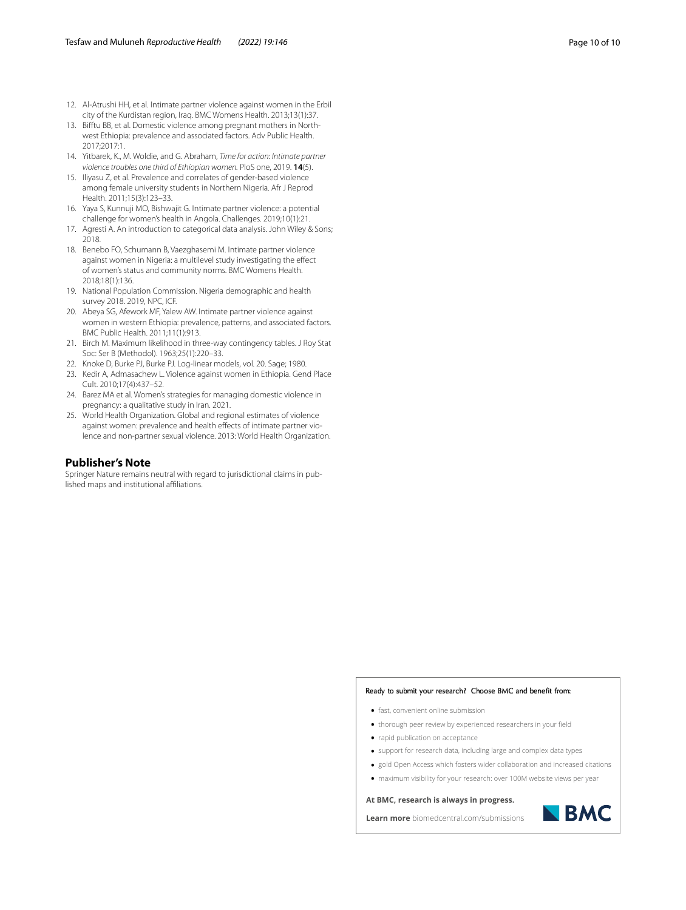12. Al-Atrushi HH, et al. Intimate partner violence against women in the Erbil city of the Kurdistan region, Iraq. BMC Womens Health. 2013;13(1):37.
13. Bifftu BB, et al. Domestic violence among pregnant mothers in Northwest Ethiopia: prevalence and associated factors. Adv Public Health. 2017;2017:1.
14. Yitbarek, K., M. Woldie, and G. Abraham, *Time for action: Intimate partner violence troubles one third of Ethiopian women.* PloS one, 2019. **14**(5).
15. Iliyasu Z, et al. Prevalence and correlates of gender-based violence among female university students in Northern Nigeria. Afr J Reprod Health. 2011;15(3):123–33.
16. Yaya S, Kunnuji MO, Bishwajit G. Intimate partner violence: a potential challenge for women's health in Angola. Challenges. 2019;10(1):21.
17. Agresti A. An introduction to categorical data analysis. John Wiley & Sons; 2018.
18. Benebo FO, Schumann B, Vaezghasemi M. Intimate partner violence against women in Nigeria: a multilevel study investigating the effect of women's status and community norms. BMC Womens Health. 2018;18(1):136.
19. National Population Commission. Nigeria demographic and health survey 2018. 2019, NPC, ICF.
20. Abeya SG, Afework MF, Yalew AW. Intimate partner violence against women in western Ethiopia: prevalence, patterns, and associated factors. BMC Public Health. 2011;11(1):913.
21. Birch M. Maximum likelihood in three-way contingency tables. J Roy Stat Soc: Ser B (Methodol). 1963;25(1):220–33.
22. Knoke D, Burke PJ, Burke PJ. Log-linear models, vol. 20. Sage; 1980.
23. Kedir A, Admasachew L. Violence against women in Ethiopia. Gend Place Cult. 2010;17(4):437–52.
24. Barez MA et al. Women's strategies for managing domestic violence in pregnancy: a qualitative study in Iran. 2021.
25. World Health Organization. Global and regional estimates of violence against women: prevalence and health effects of intimate partner violence and non-partner sexual violence. 2013: World Health Organization.

## Publisher's Note

Springer Nature remains neutral with regard to jurisdictional claims in published maps and institutional affiliations.

Ready to submit your research? Choose BMC and benefit from:

- fast, convenient online submission
- thorough peer review by experienced researchers in your field
- rapid publication on acceptance
- support for research data, including large and complex data types
- gold Open Access which fosters wider collaboration and increased citations
- maximum visibility for your research: over 100M website views per year

**At BMC, research is always in progress.**

**Learn more** biomedcentral.com/submissions

BMC